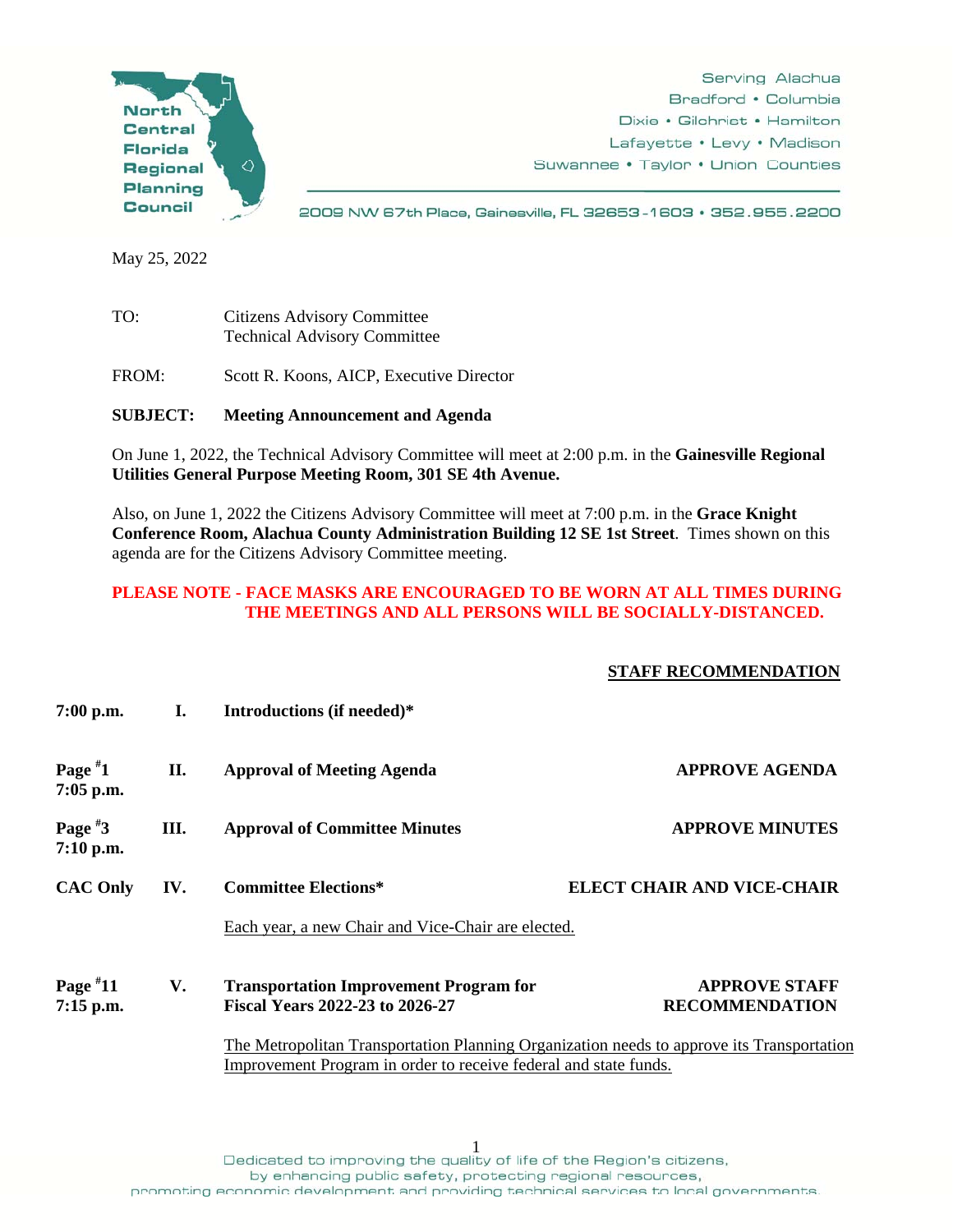North Central Florida Regional Planning Council

Serving Alachua
Bradford • Columbia
Dixie • Gilchrist • Hamilton
Lafayette • Levy • Madison
Suwannee • Taylor • Union Counties

2009 NW 67th Place, Gainesville, FL 32653-1603 • 352.955.2200

May 25, 2022

TO: Citizens Advisory Committee
Technical Advisory Committee

FROM: Scott R. Koons, AICP, Executive Director

**SUBJECT: Meeting Announcement and Agenda**

On June 1, 2022, the Technical Advisory Committee will meet at 2:00 p.m. in the **Gainesville Regional Utilities General Purpose Meeting Room, 301 SE 4th Avenue.**

Also, on June 1, 2022 the Citizens Advisory Committee will meet at 7:00 p.m. in the **Grace Knight Conference Room, Alachua County Administration Building 12 SE 1st Street**. Times shown on this agenda are for the Citizens Advisory Committee meeting.

**PLEASE NOTE - FACE MASKS ARE ENCOURAGED TO BE WORN AT ALL TIMES DURING THE MEETINGS AND ALL PERSONS WILL BE SOCIALLY-DISTANCED.**

| | | | STAFF RECOMMENDATION |
|---|---|---|---|
| **7:00 p.m.** | **I.** | **Introductions (if needed)*** | |
| **Page #1 7:05 p.m.** | **II.** | **Approval of Meeting Agenda** | **APPROVE AGENDA** |
| **Page #3 7:10 p.m.** | **III.** | **Approval of Committee Minutes** | **APPROVE MINUTES** |
| **CAC Only** | **IV.** | **Committee Elections***<br>Each year, a new Chair and Vice-Chair are elected. | **ELECT CHAIR AND VICE-CHAIR** |
| **Page #11 7:15 p.m.** | **V.** | **Transportation Improvement Program for Fiscal Years 2022-23 to 2026-27**<br>The Metropolitan Transportation Planning Organization needs to approve its Transportation Improvement Program in order to receive federal and state funds. | **APPROVE STAFF RECOMMENDATION** |

Dedicated to improving the quality of life of the Region's citizens,
by enhancing public safety, protecting regional resources,
promoting economic development and providing technical services to local governments.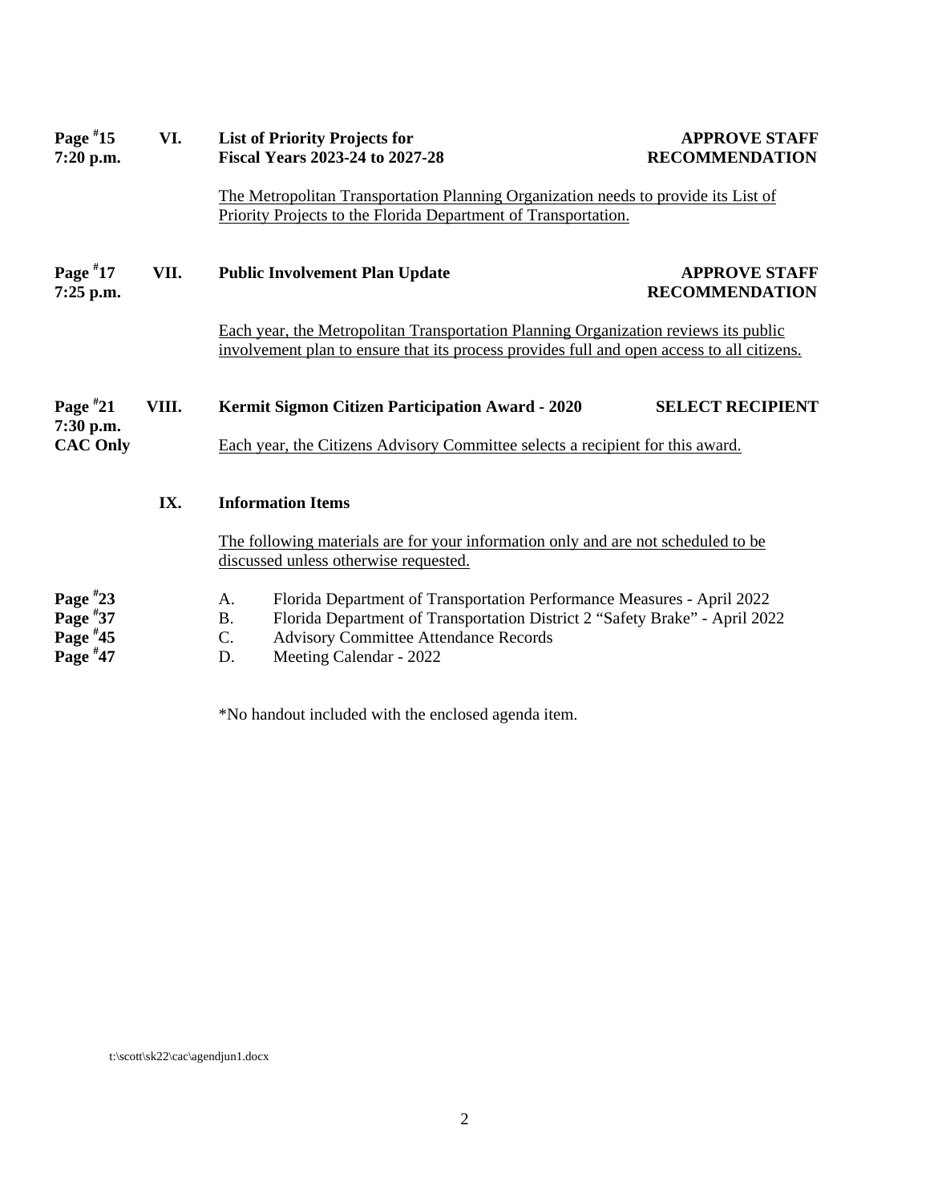**Page #15 7:20 p.m.** **VI.** **List of Priority Projects for Fiscal Years 2023-24 to 2027-28** **APPROVE STAFF RECOMMENDATION**

The Metropolitan Transportation Planning Organization needs to provide its List of Priority Projects to the Florida Department of Transportation.

**Page #17 7:25 p.m.** **VII.** **Public Involvement Plan Update** **APPROVE STAFF RECOMMENDATION**

Each year, the Metropolitan Transportation Planning Organization reviews its public involvement plan to ensure that its process provides full and open access to all citizens.

**Page #21 7:30 p.m. CAC Only** **VIII.** **Kermit Sigmon Citizen Participation Award - 2020** **SELECT RECIPIENT**

Each year, the Citizens Advisory Committee selects a recipient for this award.

**IX.** **Information Items**

The following materials are for your information only and are not scheduled to be discussed unless otherwise requested.

**Page #23** A. Florida Department of Transportation Performance Measures - April 2022
**Page #37** B. Florida Department of Transportation District 2 "Safety Brake" - April 2022
**Page #45** C. Advisory Committee Attendance Records
**Page #47** D. Meeting Calendar - 2022

*No handout included with the enclosed agenda item.

t:\scott\sk22\cac\agendjun1.docx